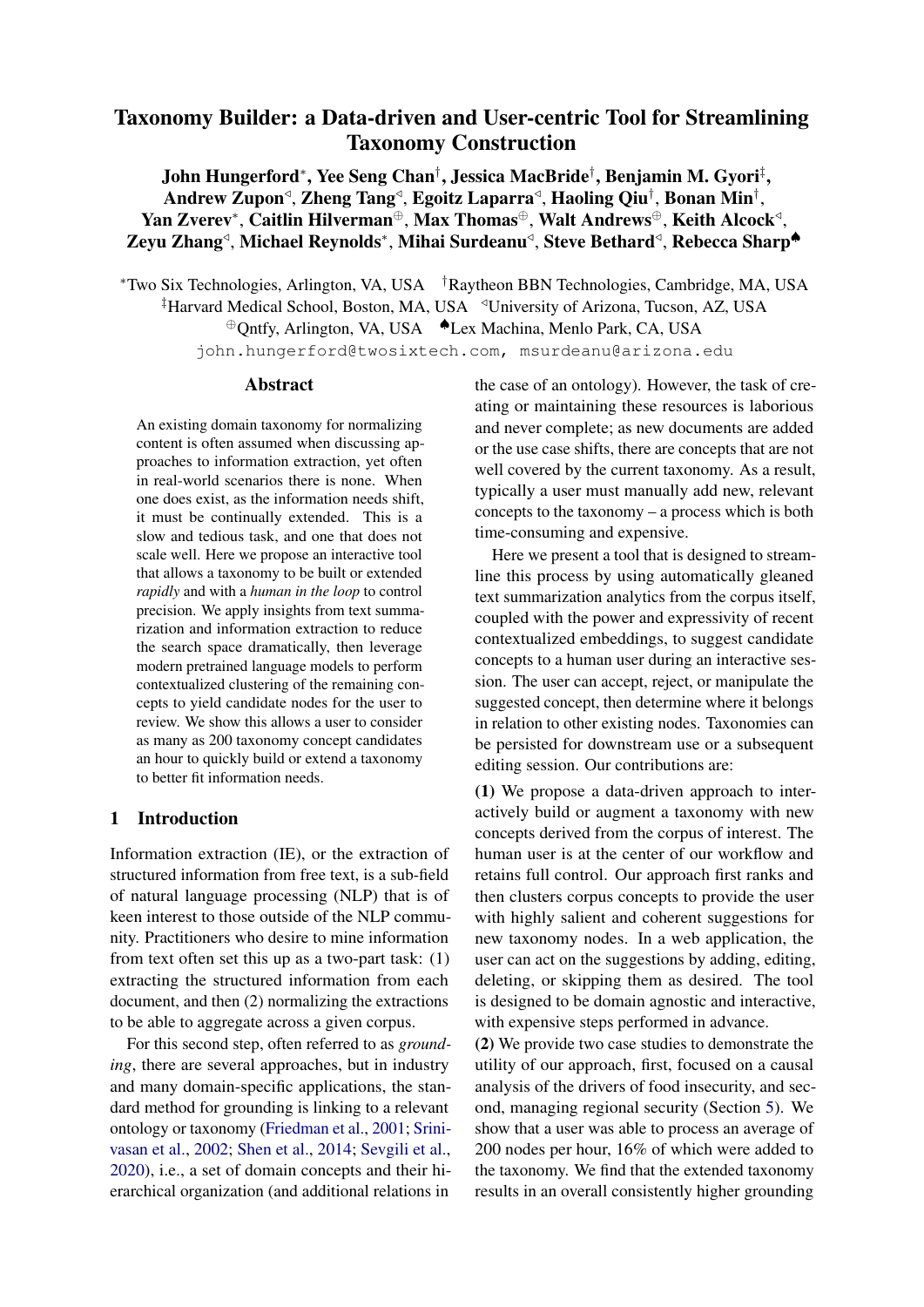# Taxonomy Builder: a Data-driven and User-centric Tool for Streamlining Taxonomy Construction

**John Hungerford**[*], **Yee Seng Chan**[†], **Jessica MacBride**[†], **Benjamin M. Gyori**[‡], **Andrew Zupon**[◁], **Zheng Tang**[◁], **Egoitz Laparra**[◁], **Haoling Qiu**[†], **Bonan Min**[†], **Yan Zverev**[*], **Caitlin Hilverman**[⊕], **Max Thomas**[⊕], **Walt Andrews**[⊕], **Keith Alcock**[◁], **Zeyu Zhang**[◁], **Michael Reynolds**[*], **Mihai Surdeanu**[◁], **Steve Bethard**[◁], **Rebecca Sharp**[♠]

[*]Two Six Technologies, Arlington, VA, USA [†]Raytheon BBN Technologies, Cambridge, MA, USA
[‡]Harvard Medical School, Boston, MA, USA [◁]University of Arizona, Tucson, AZ, USA
[⊕]Qntfy, Arlington, VA, USA [♠]Lex Machina, Menlo Park, CA, USA

`john.hungerford@twosixtech.com, msurdeanu@arizona.edu`

## Abstract

An existing domain taxonomy for normalizing content is often assumed when discussing approaches to information extraction, yet often in real-world scenarios there is none. When one does exist, as the information needs shift, it must be continually extended. This is a slow and tedious task, and one that does not scale well. Here we propose an interactive tool that allows a taxonomy to be built or extended *rapidly* and with a *human in the loop* to control precision. We apply insights from text summarization and information extraction to reduce the search space dramatically, then leverage modern pretrained language models to perform contextualized clustering of the remaining concepts to yield candidate nodes for the user to review. We show this allows a user to consider as many as 200 taxonomy concept candidates an hour to quickly build or extend a taxonomy to better fit information needs.

## 1 Introduction

Information extraction (IE), or the extraction of structured information from free text, is a sub-field of natural language processing (NLP) that is of keen interest to those outside of the NLP community. Practitioners who desire to mine information from text often set this up as a two-part task: (1) extracting the structured information from each document, and then (2) normalizing the extractions to be able to aggregate across a given corpus.

For this second step, often referred to as *grounding*, there are several approaches, but in industry and many domain-specific applications, the standard method for grounding is linking to a relevant ontology or taxonomy (Friedman et al., 2001; Srinivasan et al., 2002; Shen et al., 2014; Sevgili et al., 2020), i.e., a set of domain concepts and their hierarchical organization (and additional relations in the case of an ontology). However, the task of creating or maintaining these resources is laborious and never complete; as new documents are added or the use case shifts, there are concepts that are not well covered by the current taxonomy. As a result, typically a user must manually add new, relevant concepts to the taxonomy – a process which is both time-consuming and expensive.

Here we present a tool that is designed to streamline this process by using automatically gleaned text summarization analytics from the corpus itself, coupled with the power and expressivity of recent contextualized embeddings, to suggest candidate concepts to a human user during an interactive session. The user can accept, reject, or manipulate the suggested concept, then determine where it belongs in relation to other existing nodes. Taxonomies can be persisted for downstream use or a subsequent editing session. Our contributions are:

**(1)** We propose a data-driven approach to interactively build or augment a taxonomy with new concepts derived from the corpus of interest. The human user is at the center of our workflow and retains full control. Our approach first ranks and then clusters corpus concepts to provide the user with highly salient and coherent suggestions for new taxonomy nodes. In a web application, the user can act on the suggestions by adding, editing, deleting, or skipping them as desired. The tool is designed to be domain agnostic and interactive, with expensive steps performed in advance.

**(2)** We provide two case studies to demonstrate the utility of our approach, first, focused on a causal analysis of the drivers of food insecurity, and second, managing regional security (Section 5). We show that a user was able to process an average of 200 nodes per hour, 16% of which were added to the taxonomy. We find that the extended taxonomy results in an overall consistently higher grounding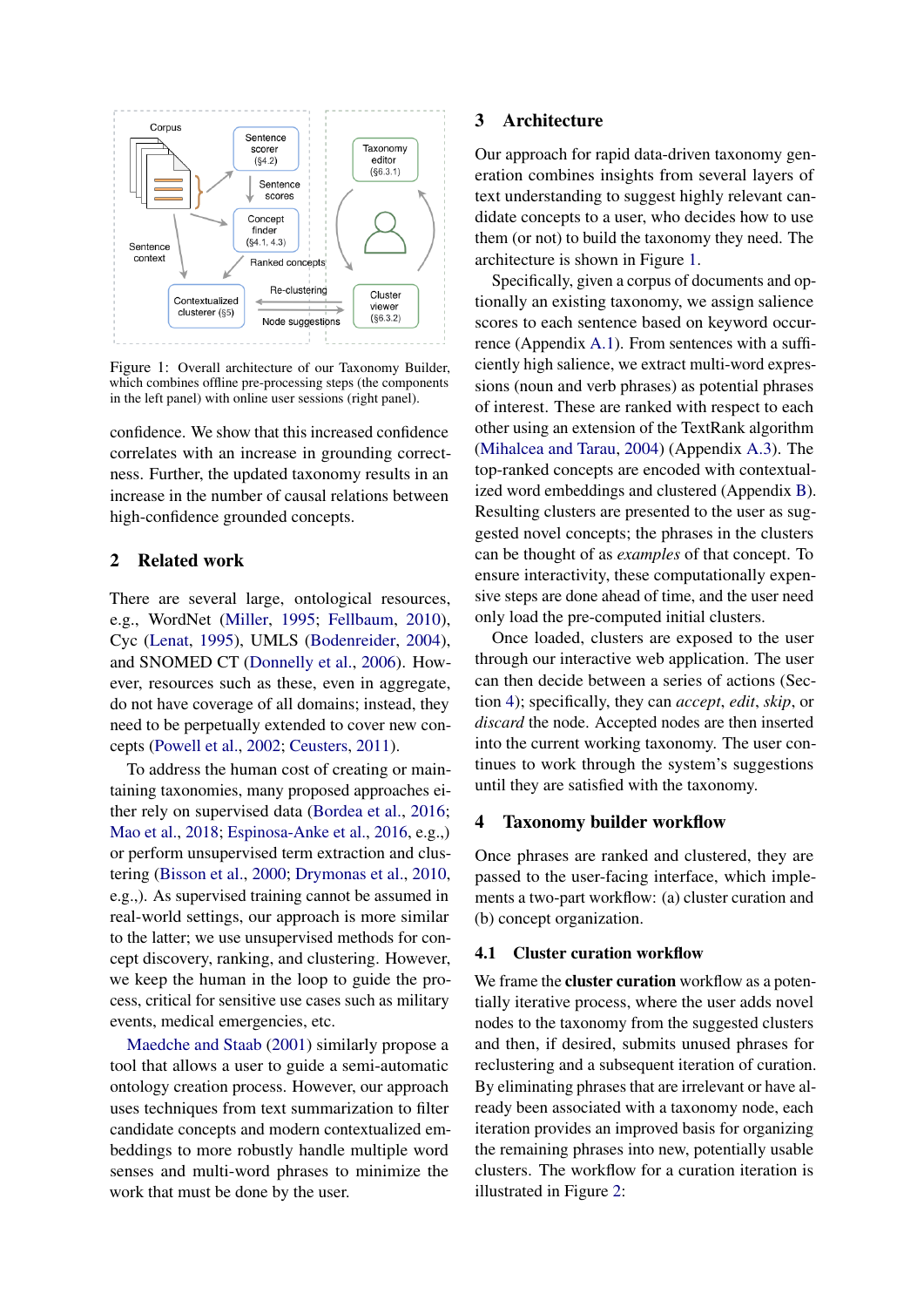Figure 1: Overall architecture of our Taxonomy Builder, which combines offline pre-processing steps (the components in the left panel) with online user sessions (right panel).

confidence. We show that this increased confidence correlates with an increase in grounding correctness. Further, the updated taxonomy results in an increase in the number of causal relations between high-confidence grounded concepts.

## 2 Related work

There are several large, ontological resources, e.g., WordNet (Miller, 1995; Fellbaum, 2010), Cyc (Lenat, 1995), UMLS (Bodenreider, 2004), and SNOMED CT (Donnelly et al., 2006). However, resources such as these, even in aggregate, do not have coverage of all domains; instead, they need to be perpetually extended to cover new concepts (Powell et al., 2002; Ceusters, 2011).

To address the human cost of creating or maintaining taxonomies, many proposed approaches either rely on supervised data (Bordea et al., 2016; Mao et al., 2018; Espinosa-Anke et al., 2016, e.g.,) or perform unsupervised term extraction and clustering (Bisson et al., 2000; Drymonas et al., 2010, e.g.,). As supervised training cannot be assumed in real-world settings, our approach is more similar to the latter; we use unsupervised methods for concept discovery, ranking, and clustering. However, we keep the human in the loop to guide the process, critical for sensitive use cases such as military events, medical emergencies, etc.

Maedche and Staab (2001) similarly propose a tool that allows a user to guide a semi-automatic ontology creation process. However, our approach uses techniques from text summarization to filter candidate concepts and modern contextualized embeddings to more robustly handle multiple word senses and multi-word phrases to minimize the work that must be done by the user.

## 3 Architecture

Our approach for rapid data-driven taxonomy generation combines insights from several layers of text understanding to suggest highly relevant candidate concepts to a user, who decides how to use them (or not) to build the taxonomy they need. The architecture is shown in Figure 1.

Specifically, given a corpus of documents and optionally an existing taxonomy, we assign salience scores to each sentence based on keyword occurrence (Appendix A.1). From sentences with a sufficiently high salience, we extract multi-word expressions (noun and verb phrases) as potential phrases of interest. These are ranked with respect to each other using an extension of the TextRank algorithm (Mihalcea and Tarau, 2004) (Appendix A.3). The top-ranked concepts are encoded with contextualized word embeddings and clustered (Appendix B). Resulting clusters are presented to the user as suggested novel concepts; the phrases in the clusters can be thought of as *examples* of that concept. To ensure interactivity, these computationally expensive steps are done ahead of time, and the user need only load the pre-computed initial clusters.

Once loaded, clusters are exposed to the user through our interactive web application. The user can then decide between a series of actions (Section 4); specifically, they can *accept*, *edit*, *skip*, or *discard* the node. Accepted nodes are then inserted into the current working taxonomy. The user continues to work through the system's suggestions until they are satisfied with the taxonomy.

## 4 Taxonomy builder workflow

Once phrases are ranked and clustered, they are passed to the user-facing interface, which implements a two-part workflow: (a) cluster curation and (b) concept organization.

### 4.1 Cluster curation workflow

We frame the **cluster curation** workflow as a potentially iterative process, where the user adds novel nodes to the taxonomy from the suggested clusters and then, if desired, submits unused phrases for reclustering and a subsequent iteration of curation. By eliminating phrases that are irrelevant or have already been associated with a taxonomy node, each iteration provides an improved basis for organizing the remaining phrases into new, potentially usable clusters. The workflow for a curation iteration is illustrated in Figure 2: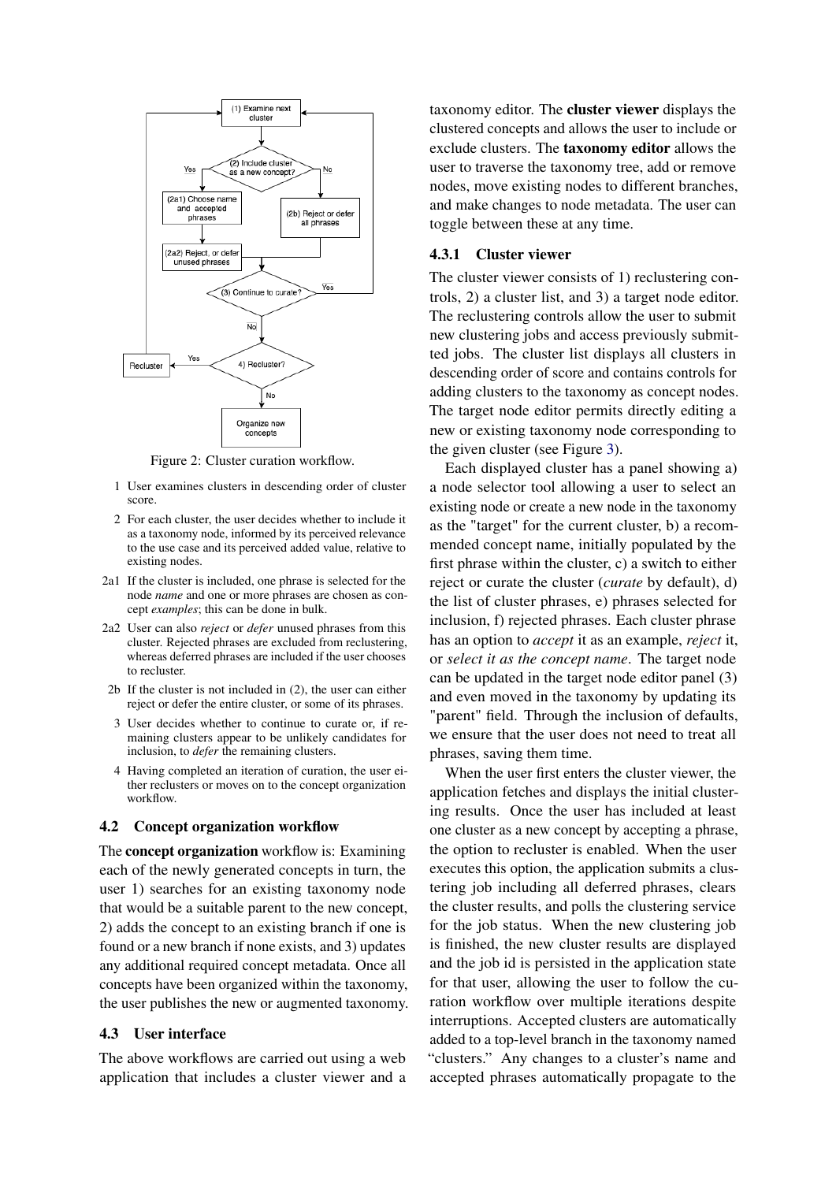Figure 2: Cluster curation workflow.

1 User examines clusters in descending order of cluster score.

2 For each cluster, the user decides whether to include it as a taxonomy node, informed by its perceived relevance to the use case and its perceived added value, relative to existing nodes.

2a1 If the cluster is included, one phrase is selected for the node *name* and one or more phrases are chosen as concept *examples*; this can be done in bulk.

2a2 User can also *reject* or *defer* unused phrases from this cluster. Rejected phrases are excluded from reclustering, whereas deferred phrases are included if the user chooses to recluster.

2b If the cluster is not included in (2), the user can either reject or defer the entire cluster, or some of its phrases.

3 User decides whether to continue to curate or, if remaining clusters appear to be unlikely candidates for inclusion, to *defer* the remaining clusters.

4 Having completed an iteration of curation, the user either reclusters or moves on to the concept organization workflow.

### 4.2 Concept organization workflow

The **concept organization** workflow is: Examining each of the newly generated concepts in turn, the user 1) searches for an existing taxonomy node that would be a suitable parent to the new concept, 2) adds the concept to an existing branch if one is found or a new branch if none exists, and 3) updates any additional required concept metadata. Once all concepts have been organized within the taxonomy, the user publishes the new or augmented taxonomy.

### 4.3 User interface

The above workflows are carried out using a web application that includes a cluster viewer and a taxonomy editor. The **cluster viewer** displays the clustered concepts and allows the user to include or exclude clusters. The **taxonomy editor** allows the user to traverse the taxonomy tree, add or remove nodes, move existing nodes to different branches, and make changes to node metadata. The user can toggle between these at any time.

#### 4.3.1 Cluster viewer

The cluster viewer consists of 1) reclustering controls, 2) a cluster list, and 3) a target node editor. The reclustering controls allow the user to submit new clustering jobs and access previously submitted jobs. The cluster list displays all clusters in descending order of score and contains controls for adding clusters to the taxonomy as concept nodes. The target node editor permits directly editing a new or existing taxonomy node corresponding to the given cluster (see Figure 3).

Each displayed cluster has a panel showing a) a node selector tool allowing a user to select an existing node or create a new node in the taxonomy as the "target" for the current cluster, b) a recommended concept name, initially populated by the first phrase within the cluster, c) a switch to either reject or curate the cluster (*curate* by default), d) the list of cluster phrases, e) phrases selected for inclusion, f) rejected phrases. Each cluster phrase has an option to *accept* it as an example, *reject* it, or *select it as the concept name*. The target node can be updated in the target node editor panel (3) and even moved in the taxonomy by updating its "parent" field. Through the inclusion of defaults, we ensure that the user does not need to treat all phrases, saving them time.

When the user first enters the cluster viewer, the application fetches and displays the initial clustering results. Once the user has included at least one cluster as a new concept by accepting a phrase, the option to recluster is enabled. When the user executes this option, the application submits a clustering job including all deferred phrases, clears the cluster results, and polls the clustering service for the job status. When the new clustering job is finished, the new cluster results are displayed and the job id is persisted in the application state for that user, allowing the user to follow the curation workflow over multiple iterations despite interruptions. Accepted clusters are automatically added to a top-level branch in the taxonomy named "clusters." Any changes to a cluster's name and accepted phrases automatically propagate to the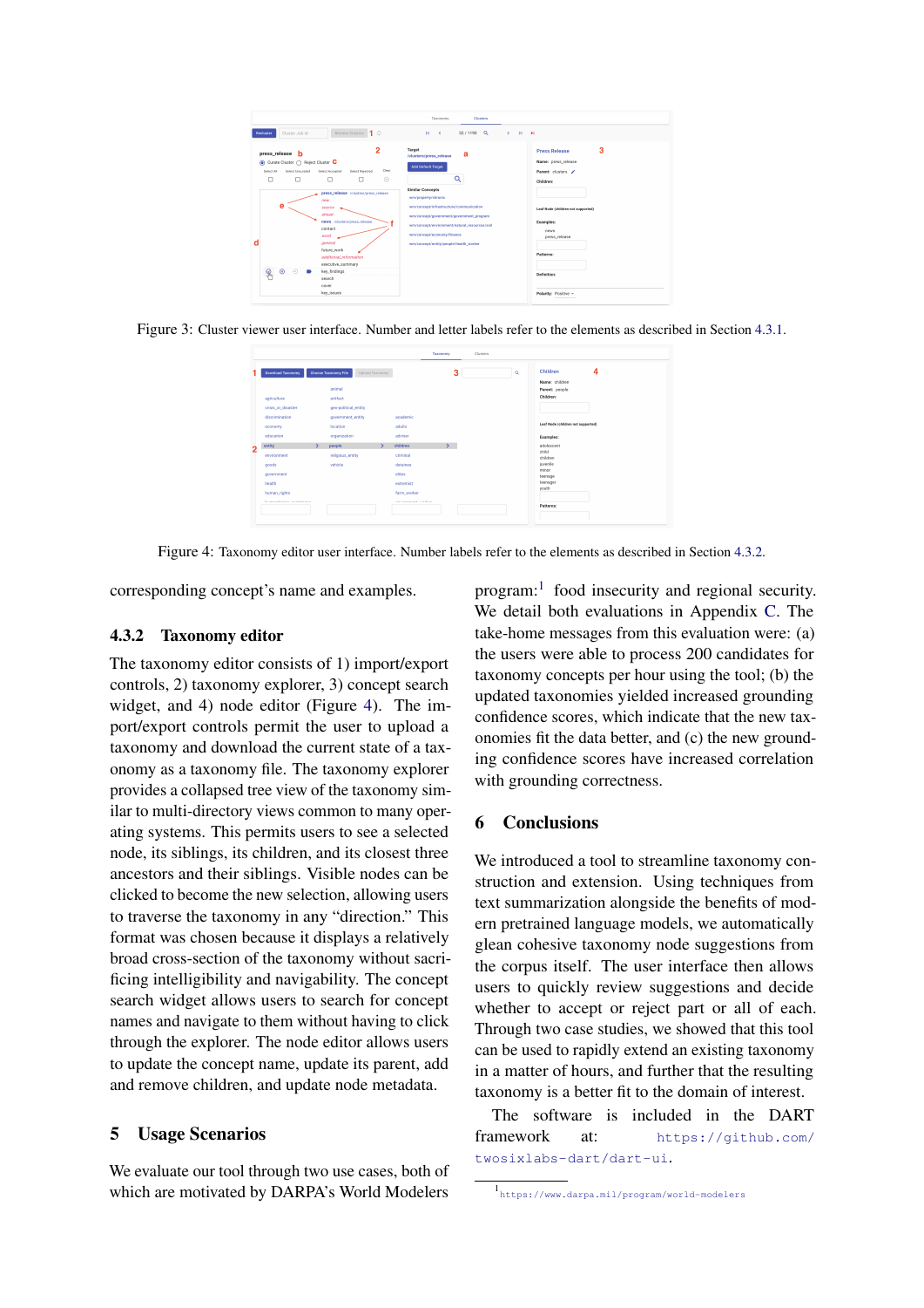Figure 3: Cluster viewer user interface. Number and letter labels refer to the elements as described in Section 4.3.1.

Figure 4: Taxonomy editor user interface. Number labels refer to the elements as described in Section 4.3.2.

corresponding concept's name and examples.

### 4.3.2 Taxonomy editor

The taxonomy editor consists of 1) import/export controls, 2) taxonomy explorer, 3) concept search widget, and 4) node editor (Figure 4). The import/export controls permit the user to upload a taxonomy and download the current state of a taxonomy as a taxonomy file. The taxonomy explorer provides a collapsed tree view of the taxonomy similar to multi-directory views common to many operating systems. This permits users to see a selected node, its siblings, its children, and its closest three ancestors and their siblings. Visible nodes can be clicked to become the new selection, allowing users to traverse the taxonomy in any "direction." This format was chosen because it displays a relatively broad cross-section of the taxonomy without sacrificing intelligibility and navigability. The concept search widget allows users to search for concept names and navigate to them without having to click through the explorer. The node editor allows users to update the concept name, update its parent, add and remove children, and update node metadata.

## 5 Usage Scenarios

We evaluate our tool through two use cases, both of which are motivated by DARPA's World Modelers program:[1] food insecurity and regional security. We detail both evaluations in Appendix C. The take-home messages from this evaluation were: (a) the users were able to process 200 candidates for taxonomy concepts per hour using the tool; (b) the updated taxonomies yielded increased grounding confidence scores, which indicate that the new taxonomies fit the data better, and (c) the new grounding confidence scores have increased correlation with grounding correctness.

## 6 Conclusions

We introduced a tool to streamline taxonomy construction and extension. Using techniques from text summarization alongside the benefits of modern pretrained language models, we automatically glean cohesive taxonomy node suggestions from the corpus itself. The user interface then allows users to quickly review suggestions and decide whether to accept or reject part or all of each. Through two case studies, we showed that this tool can be used to rapidly extend an existing taxonomy in a matter of hours, and further that the resulting taxonomy is a better fit to the domain of interest.

The software is included in the DART framework at: https://github.com/twosixlabs-dart/dart-ui.

[1] https://www.darpa.mil/program/world-modelers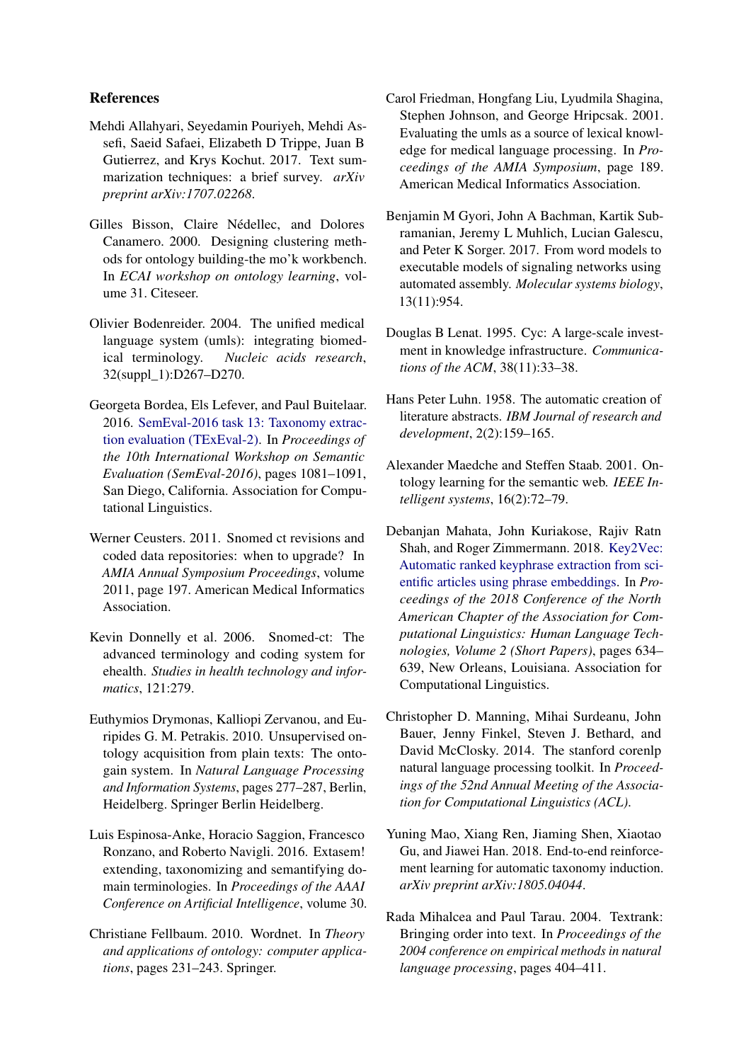## References

Mehdi Allahyari, Seyedamin Pouriyeh, Mehdi Assefi, Saeid Safaei, Elizabeth D Trippe, Juan B Gutierrez, and Krys Kochut. 2017. Text summarization techniques: a brief survey. *arXiv preprint arXiv:1707.02268*.

Gilles Bisson, Claire Nédellec, and Dolores Canamero. 2000. Designing clustering methods for ontology building-the mo'k workbench. In *ECAI workshop on ontology learning*, volume 31. Citeseer.

Olivier Bodenreider. 2004. The unified medical language system (umls): integrating biomedical terminology. *Nucleic acids research*, 32(suppl_1):D267–D270.

Georgeta Bordea, Els Lefever, and Paul Buitelaar. 2016. SemEval-2016 task 13: Taxonomy extraction evaluation (TExEval-2). In *Proceedings of the 10th International Workshop on Semantic Evaluation (SemEval-2016)*, pages 1081–1091, San Diego, California. Association for Computational Linguistics.

Werner Ceusters. 2011. Snomed ct revisions and coded data repositories: when to upgrade? In *AMIA Annual Symposium Proceedings*, volume 2011, page 197. American Medical Informatics Association.

Kevin Donnelly et al. 2006. Snomed-ct: The advanced terminology and coding system for ehealth. *Studies in health technology and informatics*, 121:279.

Euthymios Drymonas, Kalliopi Zervanou, and Euripides G. M. Petrakis. 2010. Unsupervised ontology acquisition from plain texts: The ontogain system. In *Natural Language Processing and Information Systems*, pages 277–287, Berlin, Heidelberg. Springer Berlin Heidelberg.

Luis Espinosa-Anke, Horacio Saggion, Francesco Ronzano, and Roberto Navigli. 2016. Extasem! extending, taxonomizing and semantifying domain terminologies. In *Proceedings of the AAAI Conference on Artificial Intelligence*, volume 30.

Christiane Fellbaum. 2010. Wordnet. In *Theory and applications of ontology: computer applications*, pages 231–243. Springer.

Carol Friedman, Hongfang Liu, Lyudmila Shagina, Stephen Johnson, and George Hripcsak. 2001. Evaluating the umls as a source of lexical knowledge for medical language processing. In *Proceedings of the AMIA Symposium*, page 189. American Medical Informatics Association.

Benjamin M Gyori, John A Bachman, Kartik Subramanian, Jeremy L Muhlich, Lucian Galescu, and Peter K Sorger. 2017. From word models to executable models of signaling networks using automated assembly. *Molecular systems biology*, 13(11):954.

Douglas B Lenat. 1995. Cyc: A large-scale investment in knowledge infrastructure. *Communications of the ACM*, 38(11):33–38.

Hans Peter Luhn. 1958. The automatic creation of literature abstracts. *IBM Journal of research and development*, 2(2):159–165.

Alexander Maedche and Steffen Staab. 2001. Ontology learning for the semantic web. *IEEE Intelligent systems*, 16(2):72–79.

Debanjan Mahata, John Kuriakose, Rajiv Ratn Shah, and Roger Zimmermann. 2018. Key2Vec: Automatic ranked keyphrase extraction from scientific articles using phrase embeddings. In *Proceedings of the 2018 Conference of the North American Chapter of the Association for Computational Linguistics: Human Language Technologies, Volume 2 (Short Papers)*, pages 634–639, New Orleans, Louisiana. Association for Computational Linguistics.

Christopher D. Manning, Mihai Surdeanu, John Bauer, Jenny Finkel, Steven J. Bethard, and David McClosky. 2014. The stanford corenlp natural language processing toolkit. In *Proceedings of the 52nd Annual Meeting of the Association for Computational Linguistics (ACL)*.

Yuning Mao, Xiang Ren, Jiaming Shen, Xiaotao Gu, and Jiawei Han. 2018. End-to-end reinforcement learning for automatic taxonomy induction. *arXiv preprint arXiv:1805.04044*.

Rada Mihalcea and Paul Tarau. 2004. Textrank: Bringing order into text. In *Proceedings of the 2004 conference on empirical methods in natural language processing*, pages 404–411.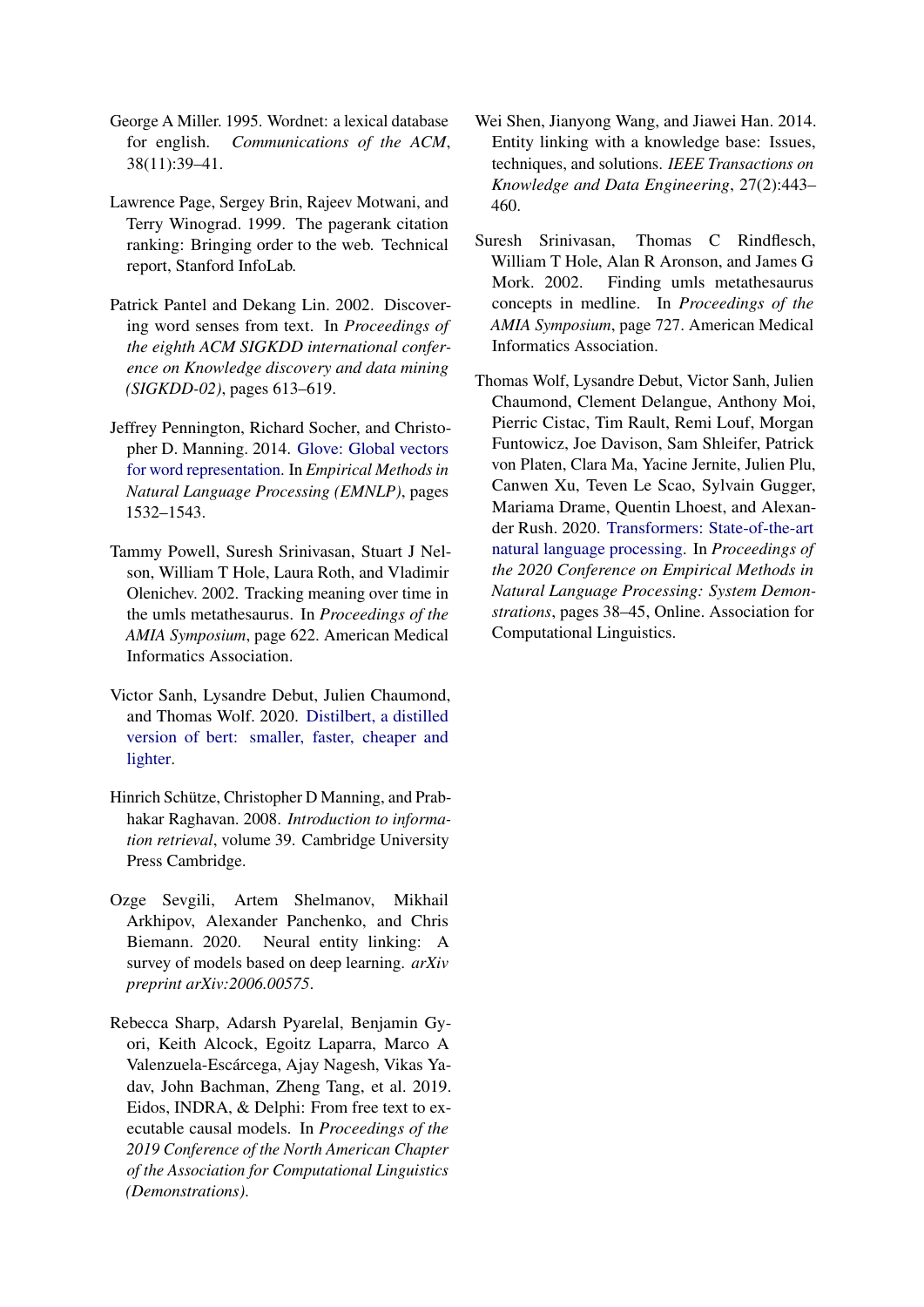George A Miller. 1995. Wordnet: a lexical database for english. *Communications of the ACM*, 38(11):39–41.

Lawrence Page, Sergey Brin, Rajeev Motwani, and Terry Winograd. 1999. The pagerank citation ranking: Bringing order to the web. Technical report, Stanford InfoLab.

Patrick Pantel and Dekang Lin. 2002. Discovering word senses from text. In *Proceedings of the eighth ACM SIGKDD international conference on Knowledge discovery and data mining (SIGKDD-02)*, pages 613–619.

Jeffrey Pennington, Richard Socher, and Christopher D. Manning. 2014. Glove: Global vectors for word representation. In *Empirical Methods in Natural Language Processing (EMNLP)*, pages 1532–1543.

Tammy Powell, Suresh Srinivasan, Stuart J Nelson, William T Hole, Laura Roth, and Vladimir Olenichev. 2002. Tracking meaning over time in the umls metathesaurus. In *Proceedings of the AMIA Symposium*, page 622. American Medical Informatics Association.

Victor Sanh, Lysandre Debut, Julien Chaumond, and Thomas Wolf. 2020. Distilbert, a distilled version of bert: smaller, faster, cheaper and lighter.

Hinrich Schütze, Christopher D Manning, and Prabhakar Raghavan. 2008. *Introduction to information retrieval*, volume 39. Cambridge University Press Cambridge.

Ozge Sevgili, Artem Shelmanov, Mikhail Arkhipov, Alexander Panchenko, and Chris Biemann. 2020. Neural entity linking: A survey of models based on deep learning. *arXiv preprint arXiv:2006.00575*.

Rebecca Sharp, Adarsh Pyarelal, Benjamin Gyori, Keith Alcock, Egoitz Laparra, Marco A Valenzuela-Escárcega, Ajay Nagesh, Vikas Yadav, John Bachman, Zheng Tang, et al. 2019. Eidos, INDRA, & Delphi: From free text to executable causal models. In *Proceedings of the 2019 Conference of the North American Chapter of the Association for Computational Linguistics (Demonstrations)*.

Wei Shen, Jianyong Wang, and Jiawei Han. 2014. Entity linking with a knowledge base: Issues, techniques, and solutions. *IEEE Transactions on Knowledge and Data Engineering*, 27(2):443–460.

Suresh Srinivasan, Thomas C Rindflesch, William T Hole, Alan R Aronson, and James G Mork. 2002. Finding umls metathesaurus concepts in medline. In *Proceedings of the AMIA Symposium*, page 727. American Medical Informatics Association.

Thomas Wolf, Lysandre Debut, Victor Sanh, Julien Chaumond, Clement Delangue, Anthony Moi, Pierric Cistac, Tim Rault, Remi Louf, Morgan Funtowicz, Joe Davison, Sam Shleifer, Patrick von Platen, Clara Ma, Yacine Jernite, Julien Plu, Canwen Xu, Teven Le Scao, Sylvain Gugger, Mariama Drame, Quentin Lhoest, and Alexander Rush. 2020. Transformers: State-of-the-art natural language processing. In *Proceedings of the 2020 Conference on Empirical Methods in Natural Language Processing: System Demonstrations*, pages 38–45, Online. Association for Computational Linguistics.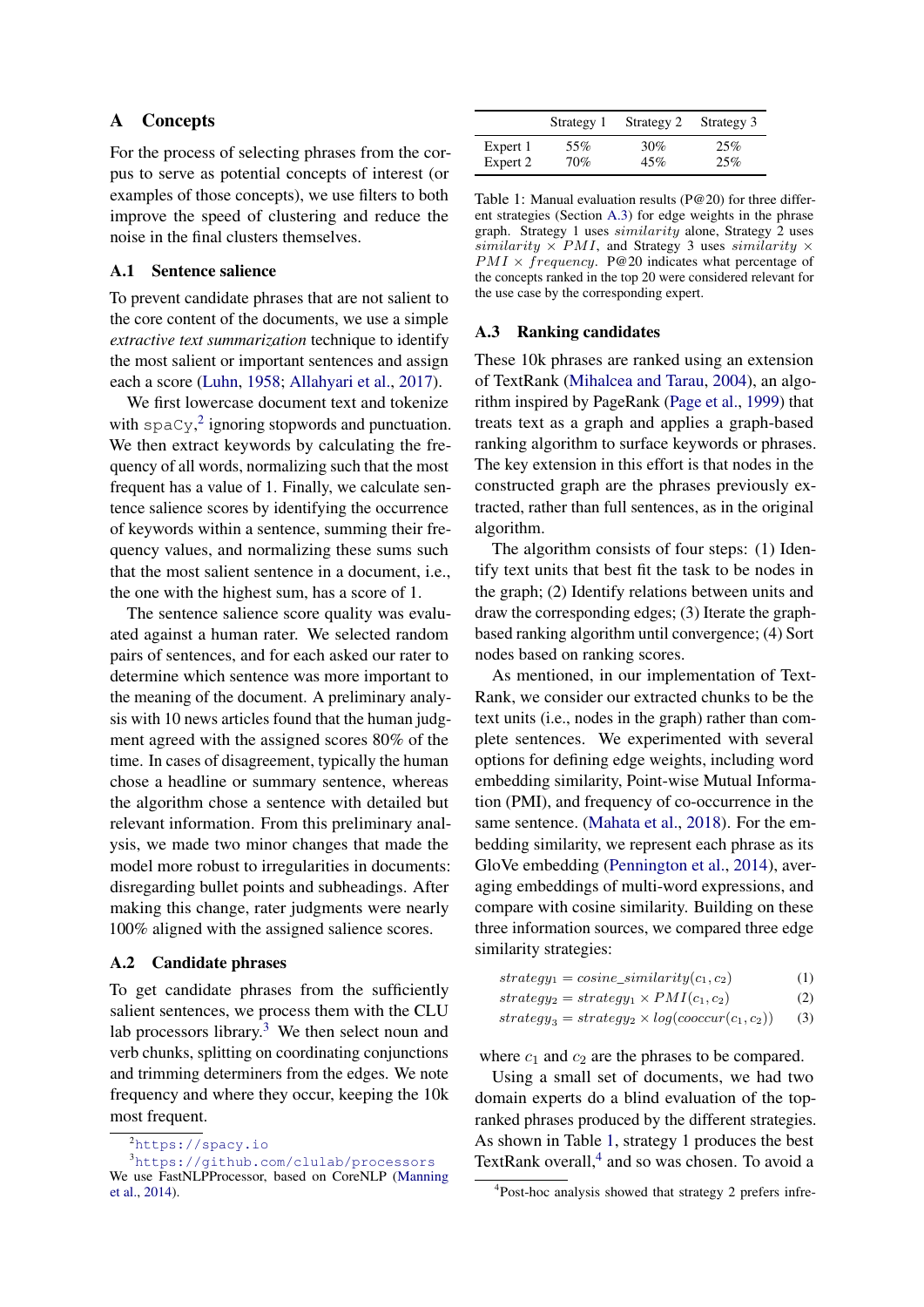## A Concepts

For the process of selecting phrases from the corpus to serve as potential concepts of interest (or examples of those concepts), we use filters to both improve the speed of clustering and reduce the noise in the final clusters themselves.

### A.1 Sentence salience

To prevent candidate phrases that are not salient to the core content of the documents, we use a simple *extractive text summarization* technique to identify the most salient or important sentences and assign each a score (Luhn, 1958; Allahyari et al., 2017).

We first lowercase document text and tokenize with spaCy,[2] ignoring stopwords and punctuation. We then extract keywords by calculating the frequency of all words, normalizing such that the most frequent has a value of 1. Finally, we calculate sentence salience scores by identifying the occurrence of keywords within a sentence, summing their frequency values, and normalizing these sums such that the most salient sentence in a document, i.e., the one with the highest sum, has a score of 1.

The sentence salience score quality was evaluated against a human rater. We selected random pairs of sentences, and for each asked our rater to determine which sentence was more important to the meaning of the document. A preliminary analysis with 10 news articles found that the human judgment agreed with the assigned scores 80% of the time. In cases of disagreement, typically the human chose a headline or summary sentence, whereas the algorithm chose a sentence with detailed but relevant information. From this preliminary analysis, we made two minor changes that made the model more robust to irregularities in documents: disregarding bullet points and subheadings. After making this change, rater judgments were nearly 100% aligned with the assigned salience scores.

### A.2 Candidate phrases

To get candidate phrases from the sufficiently salient sentences, we process them with the CLU lab processors library.[3] We then select noun and verb chunks, splitting on coordinating conjunctions and trimming determiners from the edges. We note frequency and where they occur, keeping the 10k most frequent.

[2] https://spacy.io

[3] https://github.com/clulab/processors We use FastNLPProcessor, based on CoreNLP (Manning et al., 2014).

| | Strategy 1 | Strategy 2 | Strategy 3 |
|---|---|---|---|
| Expert 1 | 55% | 30% | 25% |
| Expert 2 | 70% | 45% | 25% |

Table 1: Manual evaluation results (P@20) for three different strategies (Section A.3) for edge weights in the phrase graph. Strategy 1 uses $similarity$ alone, Strategy 2 uses $similarity \times PMI$, and Strategy 3 uses $similarity \times PMI \times frequency$. P@20 indicates what percentage of the concepts ranked in the top 20 were considered relevant for the use case by the corresponding expert.

### A.3 Ranking candidates

These 10k phrases are ranked using an extension of TextRank (Mihalcea and Tarau, 2004), an algorithm inspired by PageRank (Page et al., 1999) that treats text as a graph and applies a graph-based ranking algorithm to surface keywords or phrases. The key extension in this effort is that nodes in the constructed graph are the phrases previously extracted, rather than full sentences, as in the original algorithm.

The algorithm consists of four steps: (1) Identify text units that best fit the task to be nodes in the graph; (2) Identify relations between units and draw the corresponding edges; (3) Iterate the graph-based ranking algorithm until convergence; (4) Sort nodes based on ranking scores.

As mentioned, in our implementation of TextRank, we consider our extracted chunks to be the text units (i.e., nodes in the graph) rather than complete sentences. We experimented with several options for defining edge weights, including word embedding similarity, Point-wise Mutual Information (PMI), and frequency of co-occurrence in the same sentence. (Mahata et al., 2018). For the embedding similarity, we represent each phrase as its GloVe embedding (Pennington et al., 2014), averaging embeddings of multi-word expressions, and compare with cosine similarity. Building on these three information sources, we compared three edge similarity strategies:

$$strategy_1 = cosine\_similarity(c_1, c_2) \quad (1)$$

$$strategy_2 = strategy_1 \times PMI(c_1, c_2) \quad (2)$$

$$strategy_3 = strategy_2 \times log(cooccur(c_1, c_2)) \quad (3)$$

where $c_1$ and $c_2$ are the phrases to be compared.

Using a small set of documents, we had two domain experts do a blind evaluation of the top-ranked phrases produced by the different strategies. As shown in Table 1, strategy 1 produces the best TextRank overall,[4] and so was chosen. To avoid a

[4] Post-hoc analysis showed that strategy 2 prefers infre-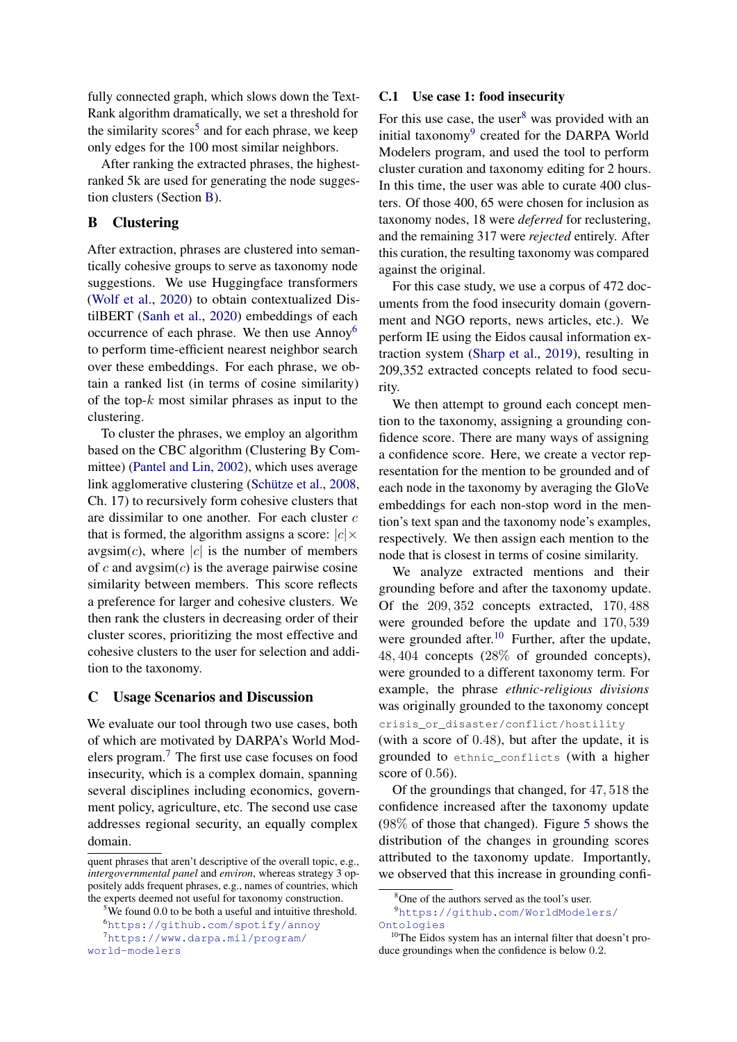fully connected graph, which slows down the TextRank algorithm dramatically, we set a threshold for the similarity scores[5] and for each phrase, we keep only edges for the 100 most similar neighbors.

After ranking the extracted phrases, the highest-ranked 5k are used for generating the node suggestion clusters (Section B).

## B Clustering

After extraction, phrases are clustered into semantically cohesive groups to serve as taxonomy node suggestions. We use Huggingface transformers (Wolf et al., 2020) to obtain contextualized DistilBERT (Sanh et al., 2020) embeddings of each occurrence of each phrase. We then use Annoy[6] to perform time-efficient nearest neighbor search over these embeddings. For each phrase, we obtain a ranked list (in terms of cosine similarity) of the top-$k$ most similar phrases as input to the clustering.

To cluster the phrases, we employ an algorithm based on the CBC algorithm (Clustering By Committee) (Pantel and Lin, 2002), which uses average link agglomerative clustering (Schütze et al., 2008, Ch. 17) to recursively form cohesive clusters that are dissimilar to one another. For each cluster $c$ that is formed, the algorithm assigns a score: $|c| \times \text{avgsim}(c)$, where $|c|$ is the number of members of $c$ and $\text{avgsim}(c)$ is the average pairwise cosine similarity between members. This score reflects a preference for larger and cohesive clusters. We then rank the clusters in decreasing order of their cluster scores, prioritizing the most effective and cohesive clusters to the user for selection and addition to the taxonomy.

## C Usage Scenarios and Discussion

We evaluate our tool through two use cases, both of which are motivated by DARPA's World Modelers program.[7] The first use case focuses on food insecurity, which is a complex domain, spanning several disciplines including economics, government policy, agriculture, etc. The second use case addresses regional security, an equally complex domain.

### C.1 Use case 1: food insecurity

For this use case, the user[8] was provided with an initial taxonomy[9] created for the DARPA World Modelers program, and used the tool to perform cluster curation and taxonomy editing for 2 hours. In this time, the user was able to curate 400 clusters. Of those 400, 65 were chosen for inclusion as taxonomy nodes, 18 were *deferred* for reclustering, and the remaining 317 were *rejected* entirely. After this curation, the resulting taxonomy was compared against the original.

For this case study, we use a corpus of 472 documents from the food insecurity domain (government and NGO reports, news articles, etc.). We perform IE using the Eidos causal information extraction system (Sharp et al., 2019), resulting in 209,352 extracted concepts related to food security.

We then attempt to ground each concept mention to the taxonomy, assigning a grounding confidence score. There are many ways of assigning a confidence score. Here, we create a vector representation for the mention to be grounded and of each node in the taxonomy by averaging the GloVe embeddings for each non-stop word in the mention's text span and the taxonomy node's examples, respectively. We then assign each mention to the node that is closest in terms of cosine similarity.

We analyze extracted mentions and their grounding before and after the taxonomy update. Of the $209,352$ concepts extracted, $170,488$ were grounded before the update and $170,539$ were grounded after.[10] Further, after the update, $48,404$ concepts ($28\%$ of grounded concepts), were grounded to a different taxonomy term. For example, the phrase *ethnic-religious divisions* was originally grounded to the taxonomy concept `crisis_or_disaster/conflict/hostility` (with a score of $0.48$), but after the update, it is grounded to `ethnic_conflicts` (with a higher score of $0.56$).

Of the groundings that changed, for $47,518$ the confidence increased after the taxonomy update ($98\%$ of those that changed). Figure 5 shows the distribution of the changes in grounding scores attributed to the taxonomy update. Importantly, we observed that this increase in grounding confi-

---

quent phrases that aren't descriptive of the overall topic, e.g., *intergovernmental panel* and *environ*, whereas strategy 3 oppositely adds frequent phrases, e.g., names of countries, which the experts deemed not useful for taxonomy construction.

[5] We found 0.0 to be both a useful and intuitive threshold.

[6] https://github.com/spotify/annoy

[7] https://www.darpa.mil/program/world-modelers

[8] One of the authors served as the tool's user.

[9] https://github.com/WorldModelers/Ontologies

[10] The Eidos system has an internal filter that doesn't produce groundings when the confidence is below 0.2.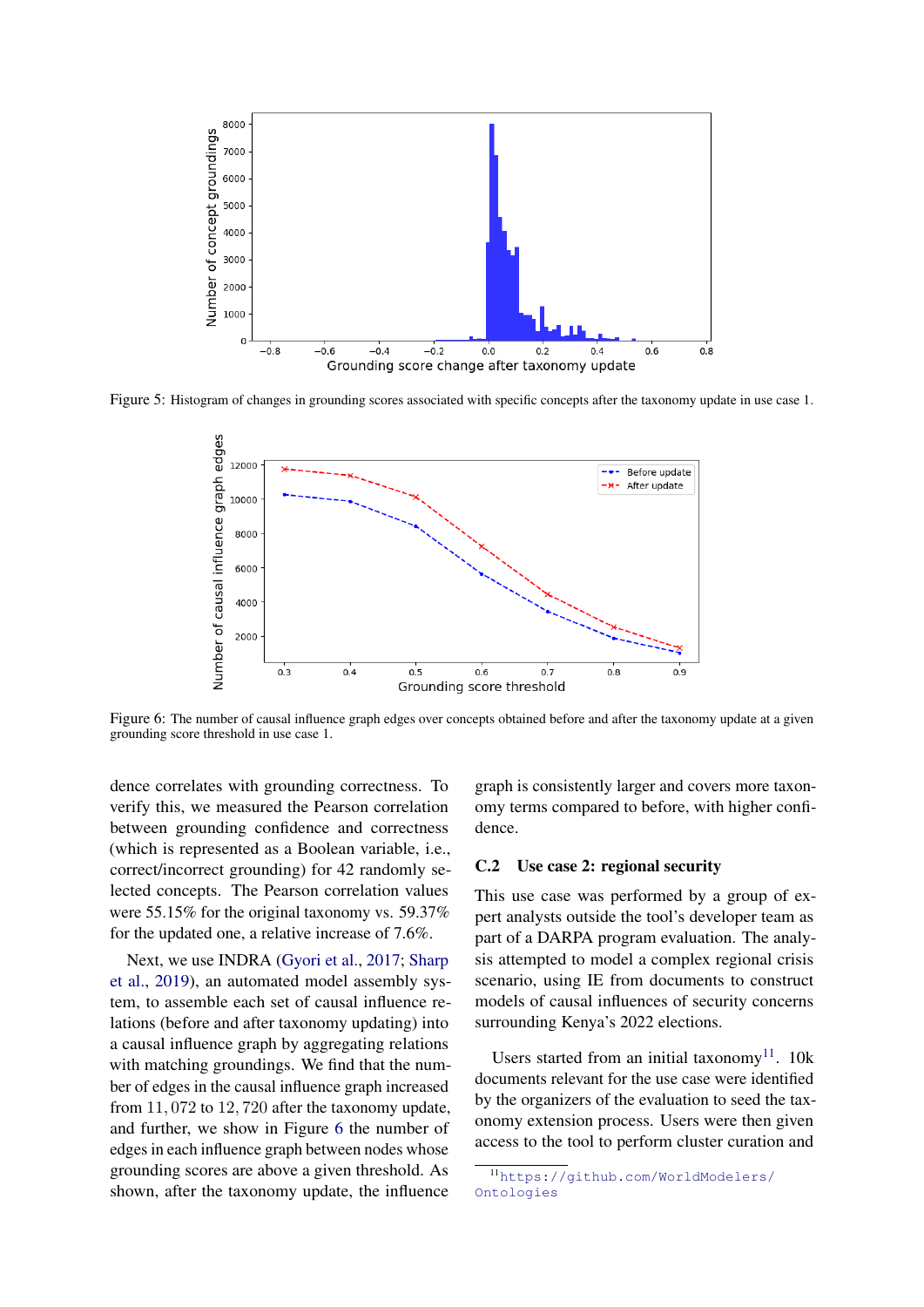Figure 5: Histogram of changes in grounding scores associated with specific concepts after the taxonomy update in use case 1.

Figure 6: The number of causal influence graph edges over concepts obtained before and after the taxonomy update at a given grounding score threshold in use case 1.

dence correlates with grounding correctness. To verify this, we measured the Pearson correlation between grounding confidence and correctness (which is represented as a Boolean variable, i.e., correct/incorrect grounding) for 42 randomly selected concepts. The Pearson correlation values were 55.15% for the original taxonomy vs. 59.37% for the updated one, a relative increase of 7.6%.

Next, we use INDRA (Gyori et al., 2017; Sharp et al., 2019), an automated model assembly system, to assemble each set of causal influence relations (before and after taxonomy updating) into a causal influence graph by aggregating relations with matching groundings. We find that the number of edges in the causal influence graph increased from $11,072$ to $12,720$ after the taxonomy update, and further, we show in Figure 6 the number of edges in each influence graph between nodes whose grounding scores are above a given threshold. As shown, after the taxonomy update, the influence graph is consistently larger and covers more taxonomy terms compared to before, with higher confidence.

### C.2 Use case 2: regional security

This use case was performed by a group of expert analysts outside the tool's developer team as part of a DARPA program evaluation. The analysis attempted to model a complex regional crisis scenario, using IE from documents to construct models of causal influences of security concerns surrounding Kenya's 2022 elections.

Users started from an initial taxonomy[11]. 10k documents relevant for the use case were identified by the organizers of the evaluation to seed the taxonomy extension process. Users were then given access to the tool to perform cluster curation and

[11] https://github.com/WorldModelers/Ontologies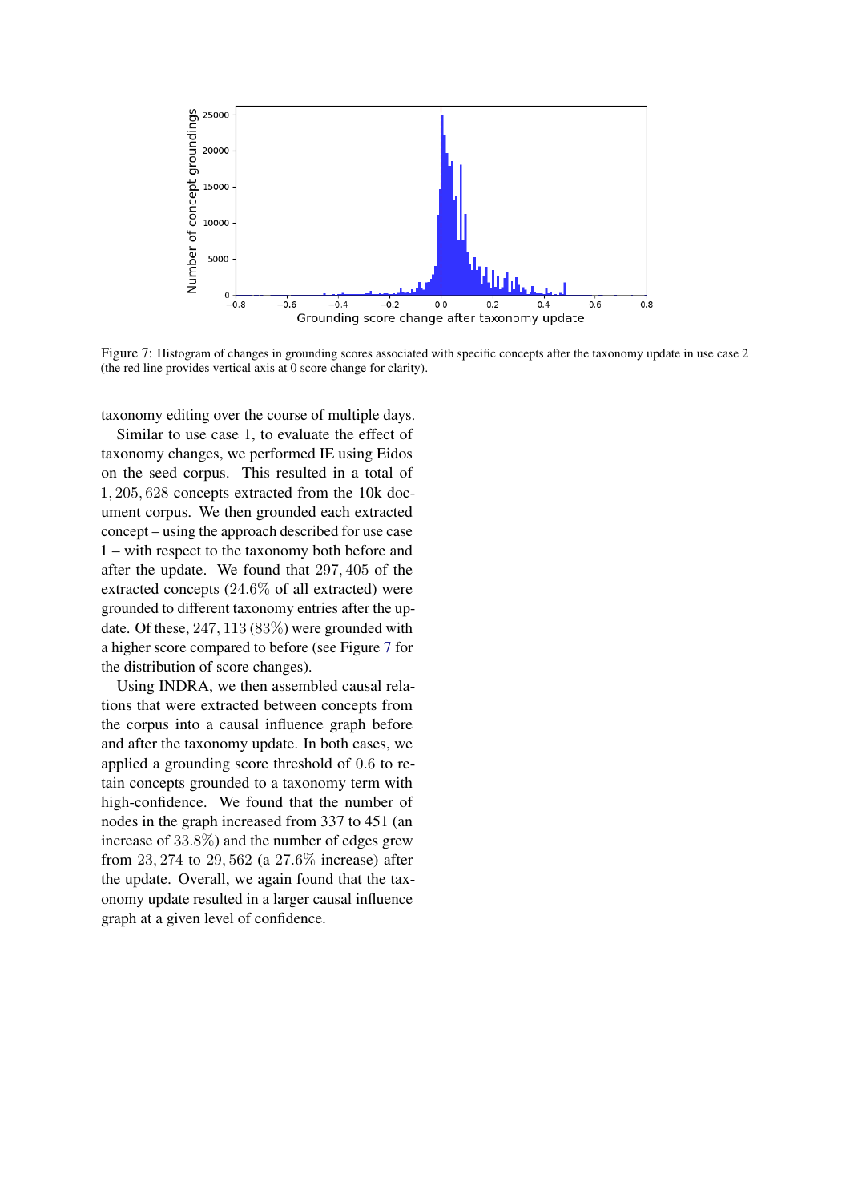Number of concept groundings

25000
20000
15000
10000
5000
0

−0.8 −0.6 −0.4 −0.2 0.0 0.2 0.4 0.6 0.8

Grounding score change after taxonomy update

Figure 7: Histogram of changes in grounding scores associated with specific concepts after the taxonomy update in use case 2 (the red line provides vertical axis at 0 score change for clarity).

taxonomy editing over the course of multiple days.

Similar to use case 1, to evaluate the effect of taxonomy changes, we performed IE using Eidos on the seed corpus. This resulted in a total of $1,205,628$ concepts extracted from the 10k document corpus. We then grounded each extracted concept – using the approach described for use case 1 – with respect to the taxonomy both before and after the update. We found that $297,405$ of the extracted concepts ($24.6\%$ of all extracted) were grounded to different taxonomy entries after the update. Of these, $247,113$ ($83\%$) were grounded with a higher score compared to before (see Figure 7 for the distribution of score changes).

Using INDRA, we then assembled causal relations that were extracted between concepts from the corpus into a causal influence graph before and after the taxonomy update. In both cases, we applied a grounding score threshold of $0.6$ to retain concepts grounded to a taxonomy term with high-confidence. We found that the number of nodes in the graph increased from 337 to 451 (an increase of $33.8\%$) and the number of edges grew from $23,274$ to $29,562$ (a $27.6\%$ increase) after the update. Overall, we again found that the taxonomy update resulted in a larger causal influence graph at a given level of confidence.